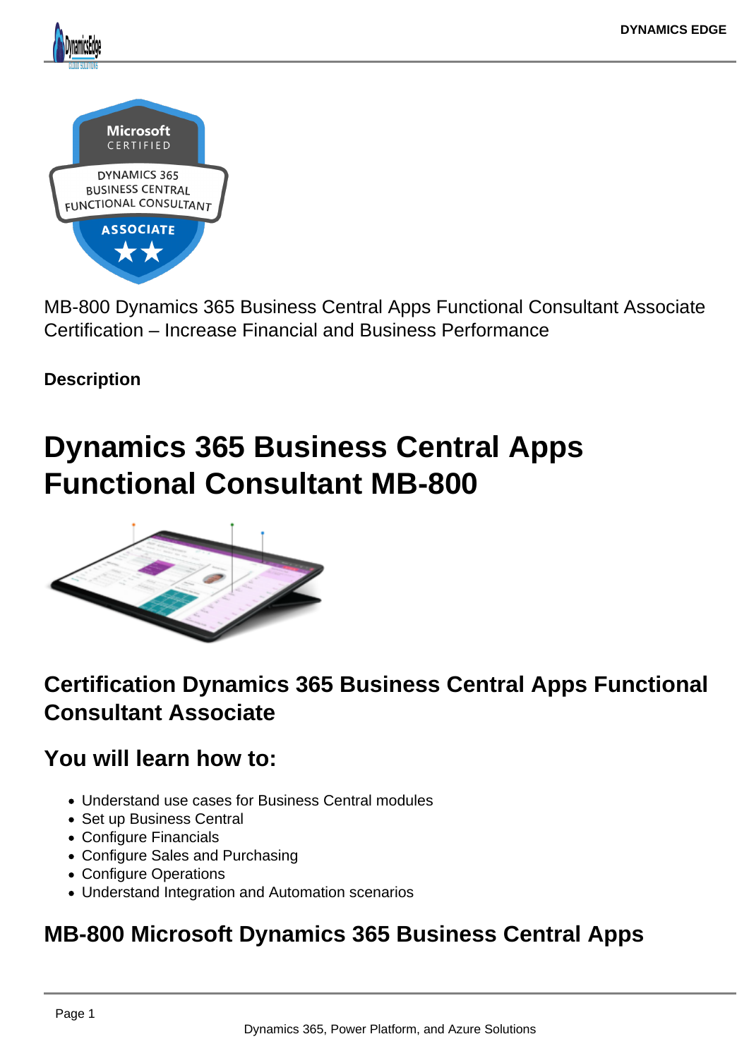MB-800 Dynamics 365 Business Central Apps Functional Consultant Associate Certification – Increase Financial and Business Performance

**Description**

# Dynamics 365 Business Central Apps Functional Consultant MB-800

## Certification Dynamics 365 Business Central Apps Functional Consultant Associate

## You will learn how to:

- Understand use cases for Business Central modules
- Set up Business Central
- Configure Financials
- Configure Sales and Purchasing
- Configure Operations
- Understand Integration and Automation scenarios

## MB-800 Microsoft Dynamics 365 Business Central Apps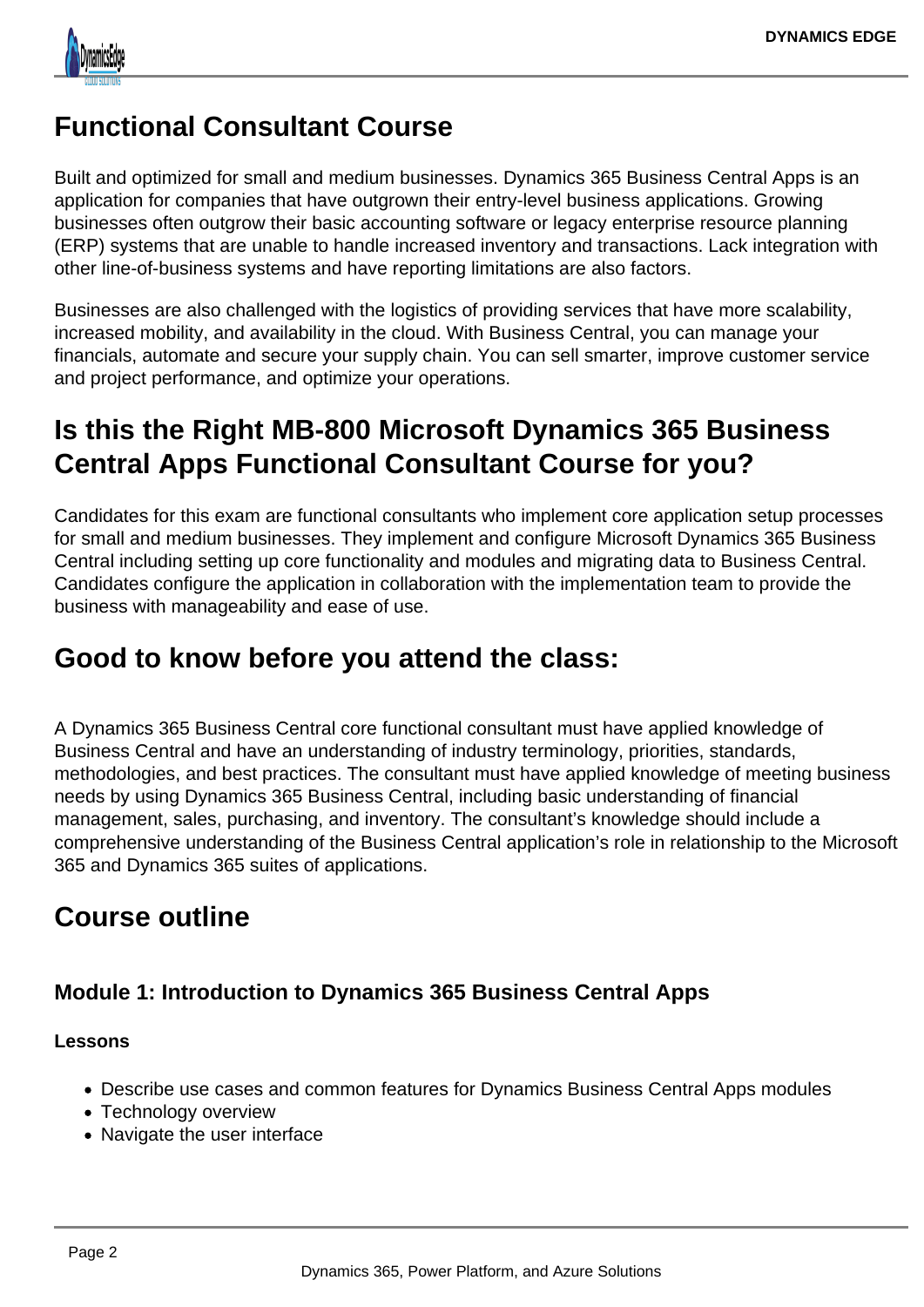## Functional Consultant Course

Built and optimized for small and medium businesses. Dynamics 365 Business Central Apps is an application for companies that have outgrown their entry-level business applications. Growing businesses often outgrow their basic accounting software or legacy enterprise resource planning (ERP) systems that are unable to handle increased inventory and transactions. Lack integration with other line-of-business systems and have reporting limitations are also factors.

Businesses are also challenged with the logistics of providing services that have more scalability, increased mobility, and availability in the cloud. With Business Central, you can manage your financials, automate and secure your supply chain. You can sell smarter, improve customer service and project performance, and optimize your operations.

## Is this the Right MB-800 Microsoft Dynamics 365 Business Central Apps Functional Consultant Course for you?

Candidates for this exam are functional consultants who implement core application setup processes for small and medium businesses. They implement and configure Microsoft Dynamics 365 Business Central including setting up core functionality and modules and migrating data to Business Central. Candidates configure the application in collaboration with the implementation team to provide the business with manageability and ease of use.

## Good to know before you attend the class:

A Dynamics 365 Business Central core functional consultant must have applied knowledge of Business Central and have an understanding of industry terminology, priorities, standards, methodologies, and best practices. The consultant must have applied knowledge of meeting business needs by using Dynamics 365 Business Central, including basic understanding of financial management, sales, purchasing, and inventory. The consultant's knowledge should include a comprehensive understanding of the Business Central application's role in relationship to the Microsoft 365 and Dynamics 365 suites of applications.

## Course outline

### Module 1: Introduction to Dynamics 365 Business Central Apps

**Lessons**

- Describe use cases and common features for Dynamics Business Central Apps modules
- Technology overview
- Navigate the user interface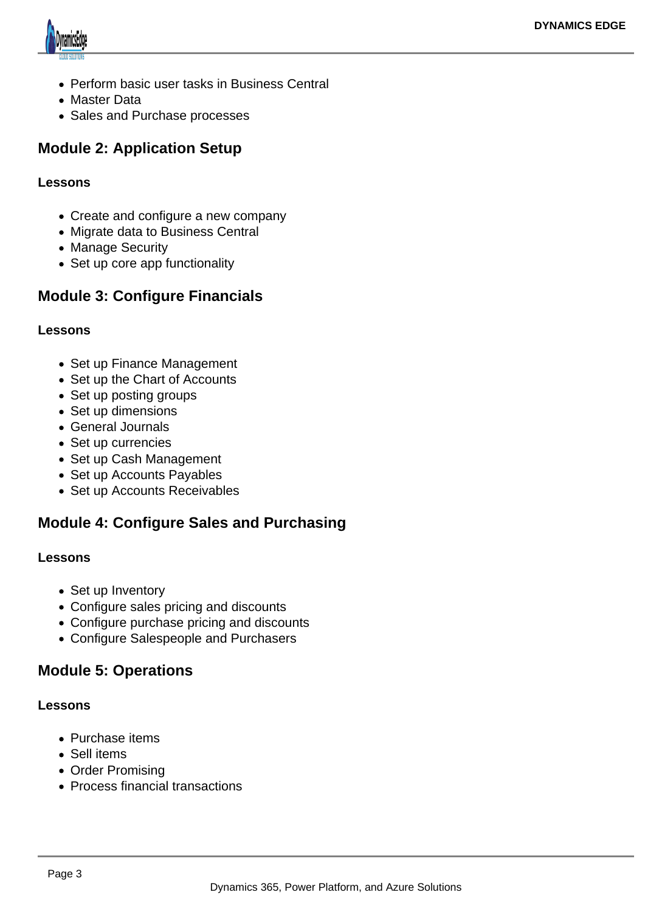- Perform basic user tasks in Business Central
- Master Data
- Sales and Purchase processes

## Module 2: Application Setup

**Lessons**

- Create and configure a new company
- Migrate data to Business Central
- Manage Security
- Set up core app functionality

## Module 3: Configure Financials

**Lessons**

- Set up Finance Management
- Set up the Chart of Accounts
- Set up posting groups
- Set up dimensions
- General Journals
- Set up currencies
- Set up Cash Management
- Set up Accounts Payables
- Set up Accounts Receivables

## Module 4: Configure Sales and Purchasing

**Lessons**

- Set up Inventory
- Configure sales pricing and discounts
- Configure purchase pricing and discounts
- Configure Salespeople and Purchasers

## Module 5: Operations

**Lessons**

- Purchase items
- Sell items
- Order Promising
- Process financial transactions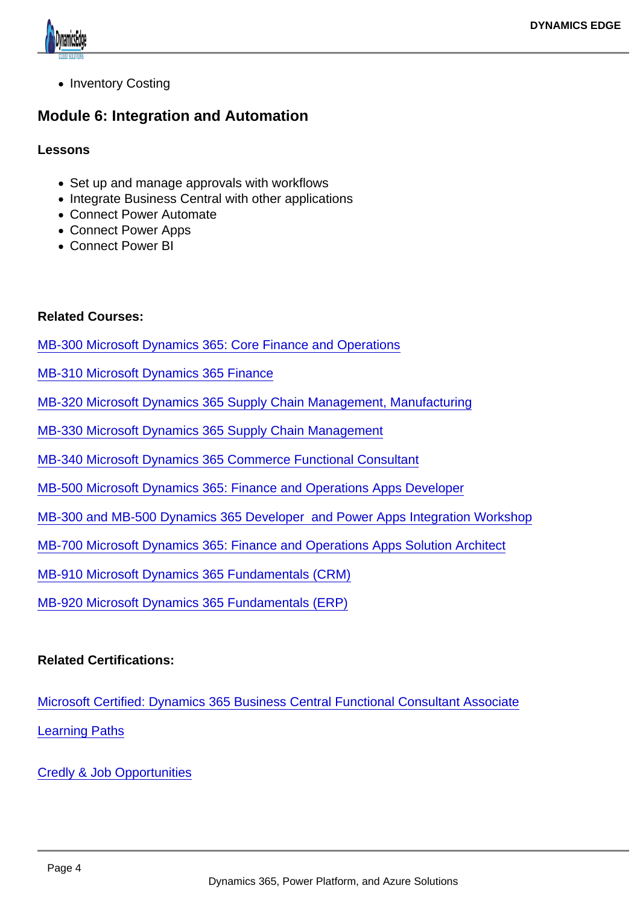- Inventory Costing

## Module 6: Integration and Automation

**Lessons**

- Set up and manage approvals with workflows
- Integrate Business Central with other applications
- Connect Power Automate
- Connect Power Apps
- Connect Power BI

**Related Courses:**

MB-300 Microsoft Dynamics 365: Core Finance and Operations

MB-310 Microsoft Dynamics 365 Finance

MB-320 Microsoft Dynamics 365 Supply Chain Management, Manufacturing

MB-330 Microsoft Dynamics 365 Supply Chain Management

MB-340 Microsoft Dynamics 365 Commerce Functional Consultant

MB-500 Microsoft Dynamics 365: Finance and Operations Apps Developer

MB-300 and MB-500 Dynamics 365 Developer  and Power Apps Integration Workshop

MB-700 Microsoft Dynamics 365: Finance and Operations Apps Solution Architect

MB-910 Microsoft Dynamics 365 Fundamentals (CRM)

MB-920 Microsoft Dynamics 365 Fundamentals (ERP)

**Related Certifications:**

Microsoft Certified: Dynamics 365 Business Central Functional Consultant Associate

Learning Paths

Credly & Job Opportunities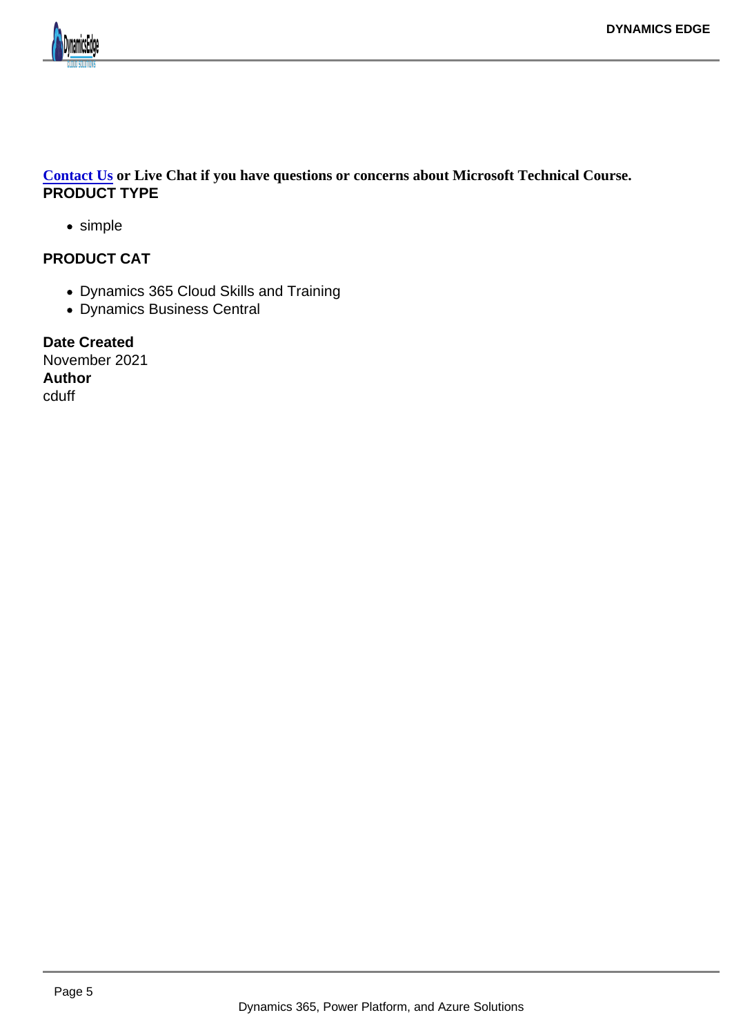**[Contact Us](#) or Live Chat if you have questions or concerns about Microsoft Technical Course.**

**PRODUCT TYPE**

- simple

**PRODUCT CAT**

- Dynamics 365 Cloud Skills and Training
- Dynamics Business Central

**Date Created**
November 2021
**Author**
cduff